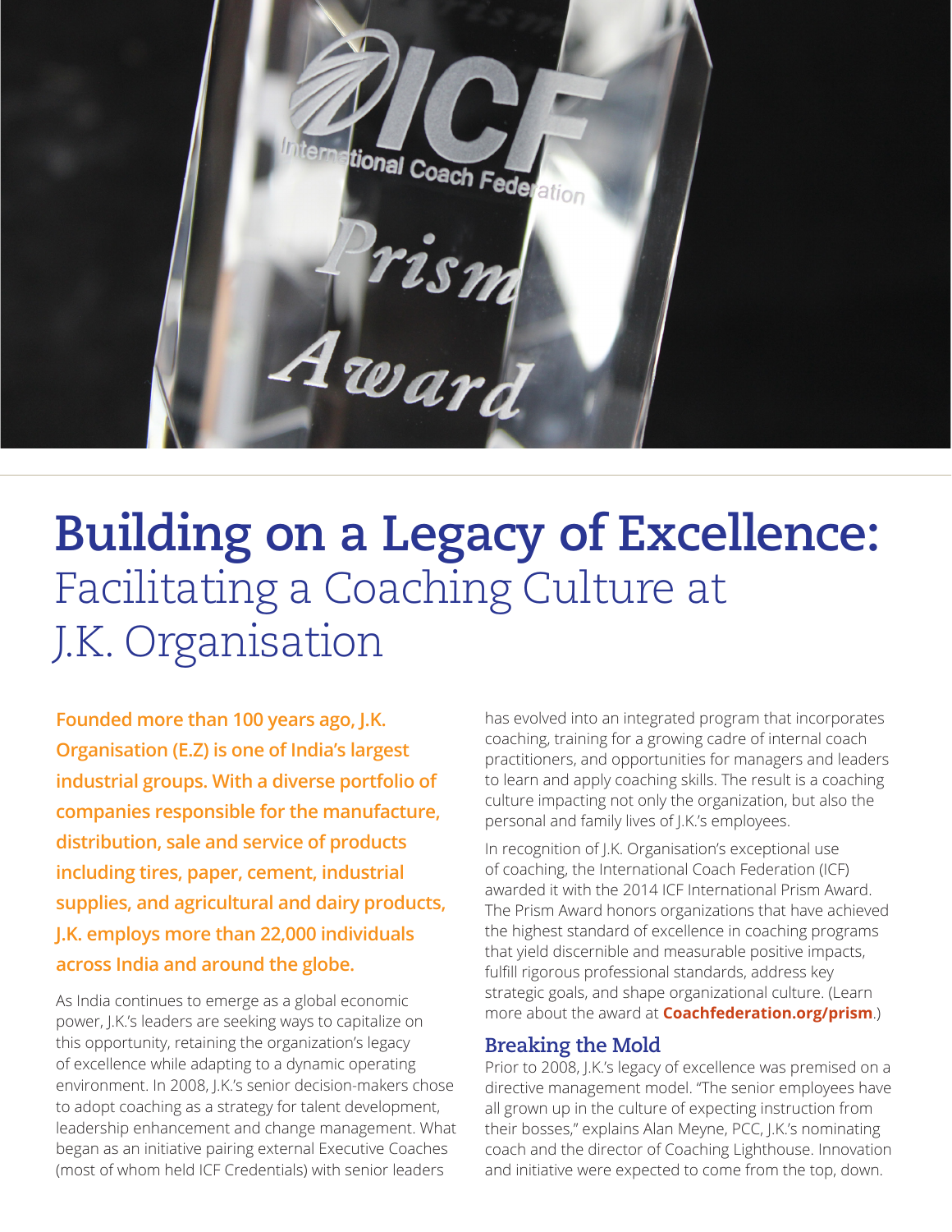# **Building on a Legacy of Excellence:** Facilitating a Coaching Culture at J.K. Organisation

**Founded more than 100 years ago, J.K. Organisation (E.Z) is one of India's largest industrial groups. With a diverse portfolio of companies responsible for the manufacture, distribution, sale and service of products including tires, paper, cement, industrial supplies, and agricultural and dairy products, J.K. employs more than 22,000 individuals across India and around the globe.**

As India continues to emerge as a global economic power, J.K.'s leaders are seeking ways to capitalize on this opportunity, retaining the organization's legacy of excellence while adapting to a dynamic operating environment. In 2008, J.K.'s senior decision-makers chose to adopt coaching as a strategy for talent development, leadership enhancement and change management. What began as an initiative pairing external Executive Coaches (most of whom held ICF Credentials) with senior leaders has evolved into an integrated program that incorporates coaching, training for a growing cadre of internal coach practitioners, and opportunities for managers and leaders to learn and apply coaching skills. The result is a coaching culture impacting not only the organization, but also the personal and family lives of J.K.'s employees.

In recognition of J.K. Organisation's exceptional use of coaching, the International Coach Federation (ICF) awarded it with the 2014 ICF International Prism Award. The Prism Award honors organizations that have achieved the highest standard of excellence in coaching programs that yield discernible and measurable positive impacts, fulfill rigorous professional standards, address key strategic goals, and shape organizational culture. (Learn more about the award at **Coachfederation.org/prism**.)

## Breaking the Mold

Prior to 2008, J.K.'s legacy of excellence was premised on a directive management model. "The senior employees have all grown up in the culture of expecting instruction from their bosses," explains Alan Meyne, PCC, J.K.'s nominating coach and the director of Coaching Lighthouse. Innovation and initiative were expected to come from the top, down.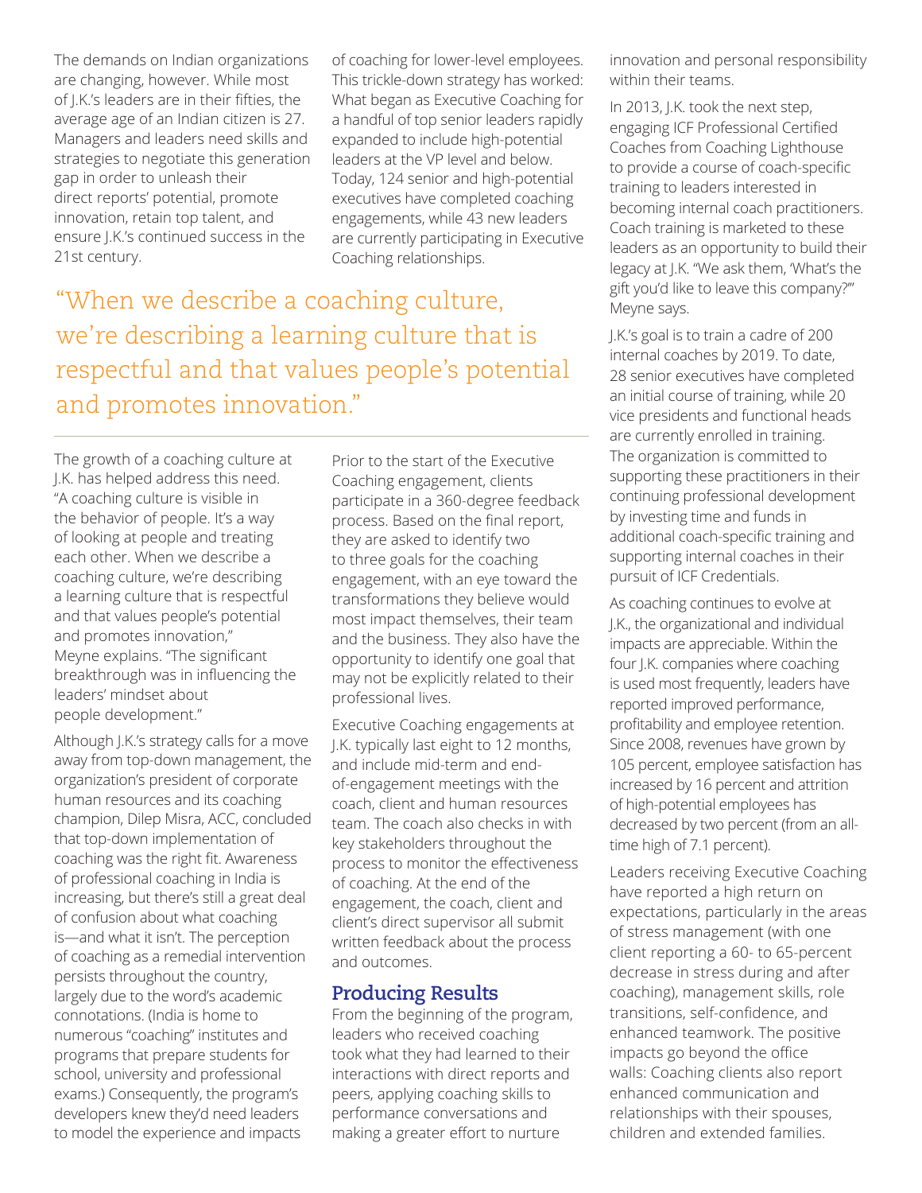The demands on Indian organizations are changing, however. While most of J.K.'s leaders are in their fifties, the average age of an Indian citizen is 27. Managers and leaders need skills and strategies to negotiate this generation gap in order to unleash their direct reports' potential, promote innovation, retain top talent, and ensure J.K.'s continued success in the 21st century.

> "When we describe a coaching culture, we're describing a learning culture that is respectful and that values people's potential and promotes innovation."

The growth of a coaching culture at J.K. has helped address this need. "A coaching culture is visible in the behavior of people. It's a way of looking at people and treating each other. When we describe a coaching culture, we're describing a learning culture that is respectful and that values people's potential and promotes innovation," Meyne explains. "The significant breakthrough was in influencing the leaders' mindset about people development."

Although J.K.'s strategy calls for a move away from top-down management, the organization's president of corporate human resources and its coaching champion, Dilep Misra, ACC, concluded that top-down implementation of coaching was the right fit. Awareness of professional coaching in India is increasing, but there's still a great deal of confusion about what coaching is—and what it isn't. The perception of coaching as a remedial intervention persists throughout the country, largely due to the word's academic connotations. (India is home to numerous "coaching" institutes and programs that prepare students for school, university and professional exams.) Consequently, the program's developers knew they'd need leaders to model the experience and impacts of coaching for lower-level employees. This trickle-down strategy has worked: What began as Executive Coaching for a handful of top senior leaders rapidly expanded to include high-potential leaders at the VP level and below. Today, 124 senior and high-potential executives have completed coaching engagements, while 43 new leaders are currently participating in Executive Coaching relationships.

Prior to the start of the Executive Coaching engagement, clients participate in a 360-degree feedback process. Based on the final report, they are asked to identify two to three goals for the coaching engagement, with an eye toward the transformations they believe would most impact themselves, their team and the business. They also have the opportunity to identify one goal that may not be explicitly related to their professional lives.

Executive Coaching engagements at J.K. typically last eight to 12 months, and include mid-term and end-of-engagement meetings with the coach, client and human resources team. The coach also checks in with key stakeholders throughout the process to monitor the effectiveness of coaching. At the end of the engagement, the coach, client and client's direct supervisor all submit written feedback about the process and outcomes.

## Producing Results

From the beginning of the program, leaders who received coaching took what they had learned to their interactions with direct reports and peers, applying coaching skills to performance conversations and making a greater effort to nurture innovation and personal responsibility within their teams.

In 2013, J.K. took the next step, engaging ICF Professional Certified Coaches from Coaching Lighthouse to provide a course of coach-specific training to leaders interested in becoming internal coach practitioners. Coach training is marketed to these leaders as an opportunity to build their legacy at J.K. "We ask them, 'What's the gift you'd like to leave this company?'" Meyne says.

J.K.'s goal is to train a cadre of 200 internal coaches by 2019. To date, 28 senior executives have completed an initial course of training, while 20 vice presidents and functional heads are currently enrolled in training. The organization is committed to supporting these practitioners in their continuing professional development by investing time and funds in additional coach-specific training and supporting internal coaches in their pursuit of ICF Credentials.

As coaching continues to evolve at J.K., the organizational and individual impacts are appreciable. Within the four J.K. companies where coaching is used most frequently, leaders have reported improved performance, profitability and employee retention. Since 2008, revenues have grown by 105 percent, employee satisfaction has increased by 16 percent and attrition of high-potential employees has decreased by two percent (from an all-time high of 7.1 percent).

Leaders receiving Executive Coaching have reported a high return on expectations, particularly in the areas of stress management (with one client reporting a 60- to 65-percent decrease in stress during and after coaching), management skills, role transitions, self-confidence, and enhanced teamwork. The positive impacts go beyond the office walls: Coaching clients also report enhanced communication and relationships with their spouses, children and extended families.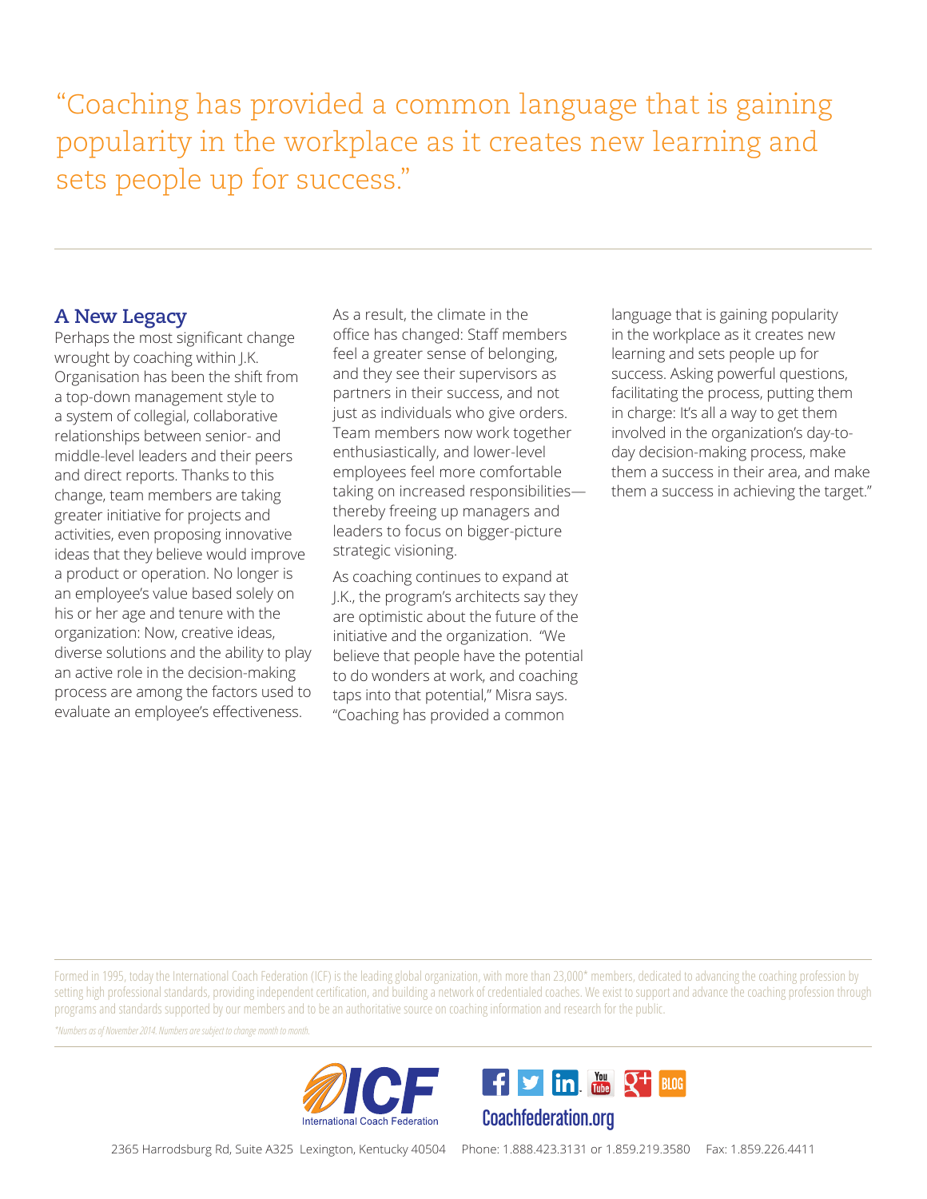"Coaching has provided a common language that is gaining popularity in the workplace as it creates new learning and sets people up for success."

---

## A New Legacy

Perhaps the most significant change wrought by coaching within J.K. Organisation has been the shift from a top-down management style to a system of collegial, collaborative relationships between senior- and middle-level leaders and their peers and direct reports. Thanks to this change, team members are taking greater initiative for projects and activities, even proposing innovative ideas that they believe would improve a product or operation. No longer is an employee's value based solely on his or her age and tenure with the organization: Now, creative ideas, diverse solutions and the ability to play an active role in the decision-making process are among the factors used to evaluate an employee's effectiveness.

As a result, the climate in the office has changed: Staff members feel a greater sense of belonging, and they see their supervisors as partners in their success, and not just as individuals who give orders. Team members now work together enthusiastically, and lower-level employees feel more comfortable taking on increased responsibilities—thereby freeing up managers and leaders to focus on bigger-picture strategic visioning.

As coaching continues to expand at J.K., the program's architects say they are optimistic about the future of the initiative and the organization. "We believe that people have the potential to do wonders at work, and coaching taps into that potential," Misra says. "Coaching has provided a common language that is gaining popularity in the workplace as it creates new learning and sets people up for success. Asking powerful questions, facilitating the process, putting them in charge: It's all a way to get them involved in the organization's day-to-day decision-making process, make them a success in their area, and make them a success in achieving the target."

---

Formed in 1995, today the International Coach Federation (ICF) is the leading global organization, with more than 23,000* members, dedicated to advancing the coaching profession by setting high professional standards, providing independent certification, and building a network of credentialed coaches. We exist to support and advance the coaching profession through programs and standards supported by our members and to be an authoritative source on coaching information and research for the public.

*\*Numbers as of November 2014. Numbers are subject to change month to month.*

ICF International Coach Federation

Coachfederation.org

2365 Harrodsburg Rd, Suite A325 Lexington, Kentucky 40504 Phone: 1.888.423.3131 or 1.859.219.3580 Fax: 1.859.226.4411